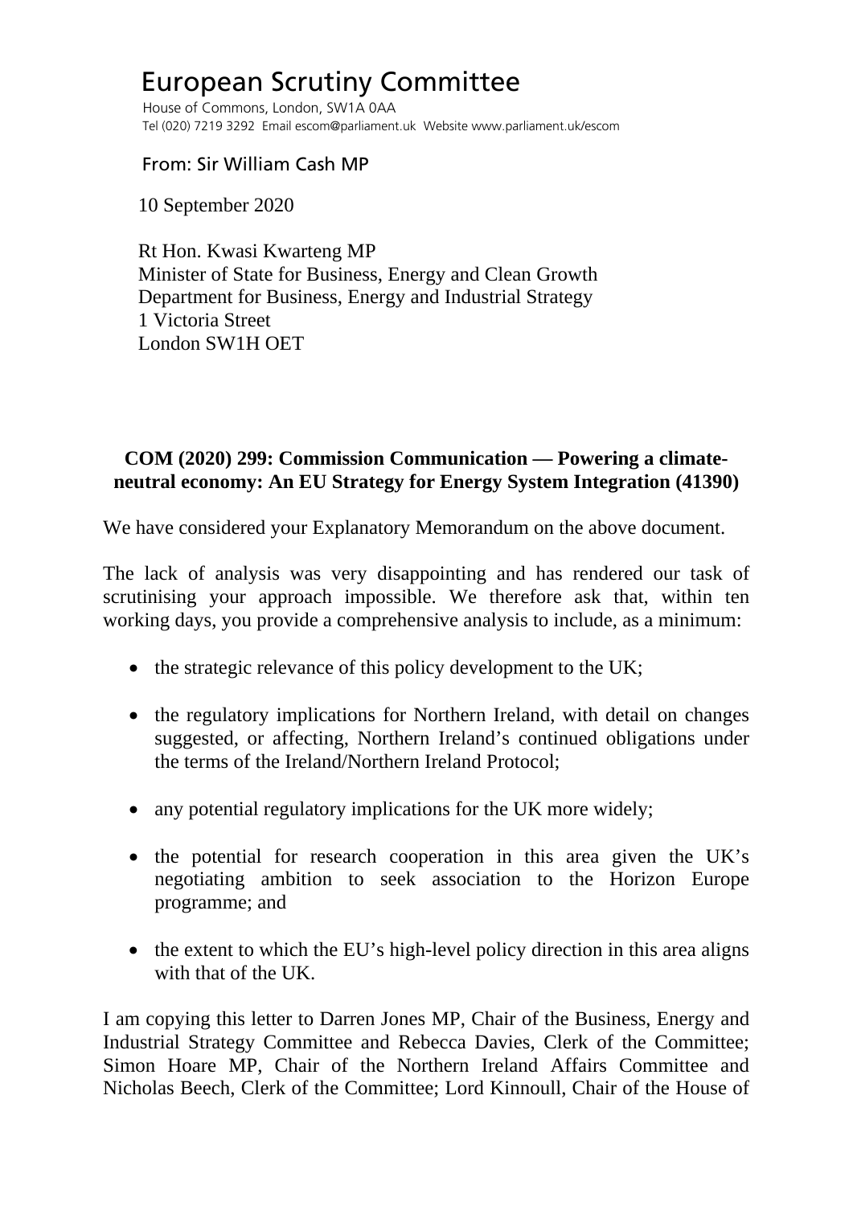# European Scrutiny Committee

House of Commons, London, SW1A 0AA
Tel (020) 7219 3292 Email escom@parliament.uk Website www.parliament.uk/escom

From: Sir William Cash MP

10 September 2020

Rt Hon. Kwasi Kwarteng MP
Minister of State for Business, Energy and Clean Growth
Department for Business, Energy and Industrial Strategy
1 Victoria Street
London SW1H OET

**COM (2020) 299: Commission Communication — Powering a climate-neutral economy: An EU Strategy for Energy System Integration (41390)**

We have considered your Explanatory Memorandum on the above document.

The lack of analysis was very disappointing and has rendered our task of scrutinising your approach impossible. We therefore ask that, within ten working days, you provide a comprehensive analysis to include, as a minimum:

- the strategic relevance of this policy development to the UK;
- the regulatory implications for Northern Ireland, with detail on changes suggested, or affecting, Northern Ireland's continued obligations under the terms of the Ireland/Northern Ireland Protocol;
- any potential regulatory implications for the UK more widely;
- the potential for research cooperation in this area given the UK's negotiating ambition to seek association to the Horizon Europe programme; and
- the extent to which the EU's high-level policy direction in this area aligns with that of the UK.

I am copying this letter to Darren Jones MP, Chair of the Business, Energy and Industrial Strategy Committee and Rebecca Davies, Clerk of the Committee; Simon Hoare MP, Chair of the Northern Ireland Affairs Committee and Nicholas Beech, Clerk of the Committee; Lord Kinnoull, Chair of the House of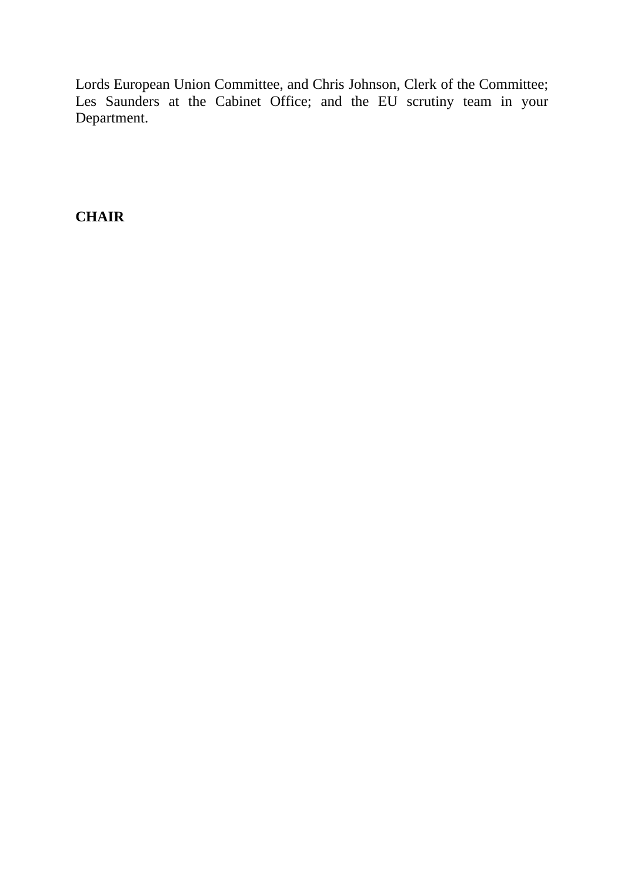Lords European Union Committee, and Chris Johnson, Clerk of the Committee; Les Saunders at the Cabinet Office; and the EU scrutiny team in your Department.

**CHAIR**